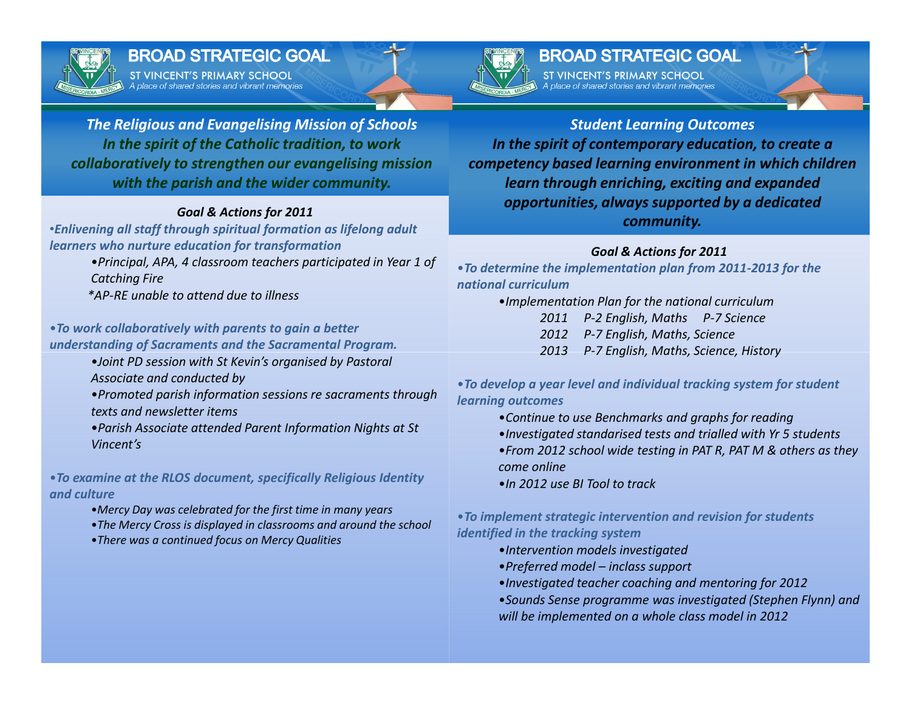# BROAD STRATEGIC GOAL

ST VINCENT'S PRIMARY SCHOOL

*A place of shared stories and vibrant memories*

## *The Religious and Evangelising Mission of Schools*

***In the spirit of the Catholic tradition, to work collaboratively to strengthen our evangelising mission with the parish and the wider community.***

### *Goal & Actions for 2011*

- ***Enlivening all staff through spiritual formation as lifelong adult learners who nurture education for transformation***
  - *Principal, APA, 4 classroom teachers participated in Year 1 of Catching Fire*
  - **AP-RE unable to attend due to illness*

- ***To work collaboratively with parents to gain a better understanding of Sacraments and the Sacramental Program.***
  - *Joint PD session with St Kevin's organised by Pastoral Associate and conducted by*
  - *Promoted parish information sessions re sacraments through texts and newsletter items*
  - *Parish Associate attended Parent Information Nights at St Vincent's*

- ***To examine at the RLOS document, specifically Religious Identity and culture***
  - *Mercy Day was celebrated for the first time in many years*
  - *The Mercy Cross is displayed in classrooms and around the school*
  - *There was a continued focus on Mercy Qualities*

# BROAD STRATEGIC GOAL

ST VINCENT'S PRIMARY SCHOOL

*A place of shared stories and vibrant memories*

## *Student Learning Outcomes*

***In the spirit of contemporary education, to create a competency based learning environment in which children learn through enriching, exciting and expanded opportunities, always supported by a dedicated community.***

### *Goal & Actions for 2011*

- ***To determine the implementation plan from 2011-2013 for the national curriculum***
  - *Implementation Plan for the national curriculum*
    - *2011 P-2 English, Maths P-7 Science*
    - *2012 P-7 English, Maths, Science*
    - *2013 P-7 English, Maths, Science, History*

- ***To develop a year level and individual tracking system for student learning outcomes***
  - *Continue to use Benchmarks and graphs for reading*
  - *Investigated standarised tests and trialled with Yr 5 students*
  - *From 2012 school wide testing in PAT R, PAT M & others as they come online*
  - *In 2012 use BI Tool to track*

- ***To implement strategic intervention and revision for students identified in the tracking system***
  - *Intervention models investigated*
  - *Preferred model – inclass support*
  - *Investigated teacher coaching and mentoring for 2012*
  - *Sounds Sense programme was investigated (Stephen Flynn) and will be implemented on a whole class model in 2012*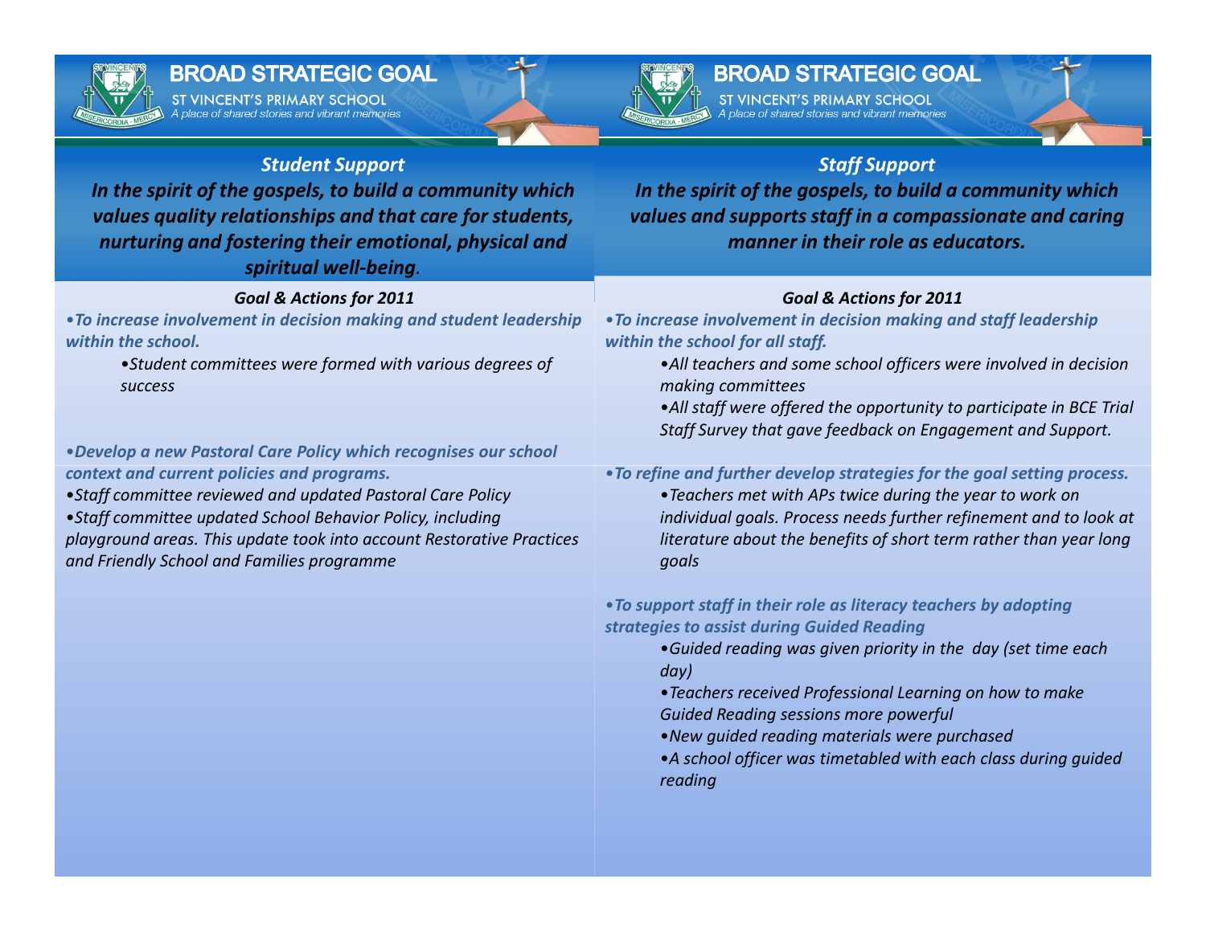## BROAD STRATEGIC GOAL

ST VINCENT'S PRIMARY SCHOOL
*A place of shared stories and vibrant memories*

### *Student Support*

***In the spirit of the gospels, to build a community which values quality relationships and that care for students, nurturing and fostering their emotional, physical and spiritual well-being.***

#### *Goal & Actions for 2011*

***•To increase involvement in decision making and student leadership within the school.***

- *•Student committees were formed with various degrees of success*

***•Develop a new Pastoral Care Policy which recognises our school context and current policies and programs.***

*•Staff committee reviewed and updated Pastoral Care Policy*

*•Staff committee updated School Behavior Policy, including playground areas. This update took into account Restorative Practices and Friendly School and Families programme*

## BROAD STRATEGIC GOAL

ST VINCENT'S PRIMARY SCHOOL
*A place of shared stories and vibrant memories*

### *Staff Support*

***In the spirit of the gospels, to build a community which values and supports staff in a compassionate and caring manner in their role as educators.***

#### *Goal & Actions for 2011*

***•To increase involvement in decision making and staff leadership within the school for all staff.***

- *•All teachers and some school officers were involved in decision making committees*
- *•All staff were offered the opportunity to participate in BCE Trial Staff Survey that gave feedback on Engagement and Support.*

***•To refine and further develop strategies for the goal setting process.***

- *•Teachers met with APs twice during the year to work on individual goals. Process needs further refinement and to look at literature about the benefits of short term rather than year long goals*

***•To support staff in their role as literacy teachers by adopting strategies to assist during Guided Reading***

- *•Guided reading was given priority in the day (set time each day)*
- *•Teachers received Professional Learning on how to make Guided Reading sessions more powerful*
- *•New guided reading materials were purchased*
- *•A school officer was timetabled with each class during guided reading*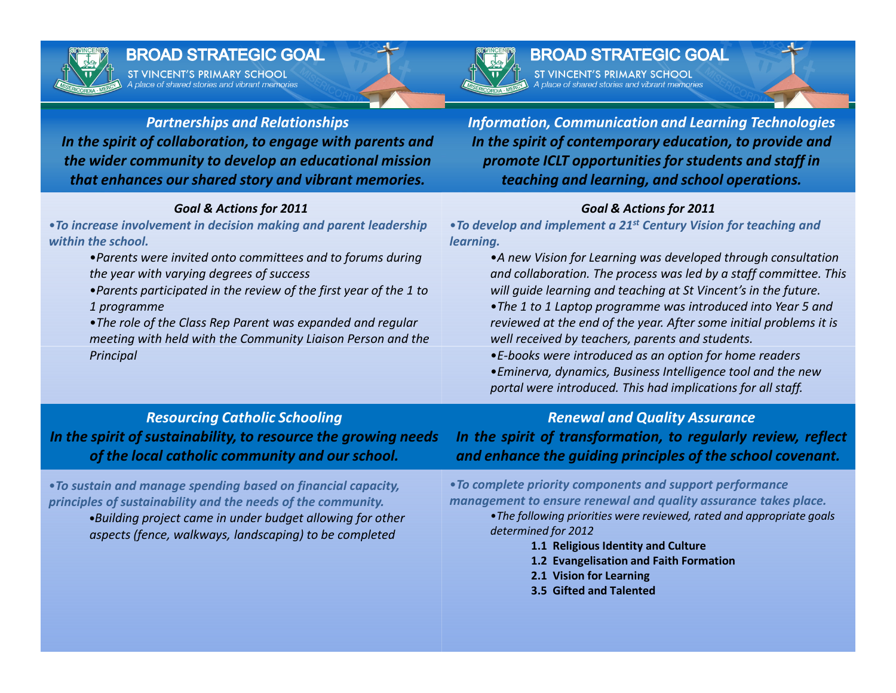# BROAD STRATEGIC GOAL

ST VINCENT'S PRIMARY SCHOOL
*A place of shared stories and vibrant memories*

## *Partnerships and Relationships*

***In the spirit of collaboration, to engage with parents and the wider community to develop an educational mission that enhances our shared story and vibrant memories.***

### *Goal & Actions for 2011*

- ***To increase involvement in decision making and parent leadership within the school.***
  - *Parents were invited onto committees and to forums during the year with varying degrees of success*
  - *Parents participated in the review of the first year of the 1 to 1 programme*
  - *The role of the Class Rep Parent was expanded and regular meeting with held with the Community Liaison Person and the Principal*

## *Resourcing Catholic Schooling*

***In the spirit of sustainability, to resource the growing needs of the local catholic community and our school.***

- ***To sustain and manage spending based on financial capacity, principles of sustainability and the needs of the community.***
  - *Building project came in under budget allowing for other aspects (fence, walkways, landscaping) to be completed*

# BROAD STRATEGIC GOAL

ST VINCENT'S PRIMARY SCHOOL
*A place of shared stories and vibrant memories*

## *Information, Communication and Learning Technologies*

***In the spirit of contemporary education, to provide and promote ICLT opportunities for students and staff in teaching and learning, and school operations.***

### *Goal & Actions for 2011*

- ***To develop and implement a 21st Century Vision for teaching and learning.***
  - *A new Vision for Learning was developed through consultation and collaboration. The process was led by a staff committee. This will guide learning and teaching at St Vincent's in the future.*
  - *The 1 to 1 Laptop programme was introduced into Year 5 and reviewed at the end of the year. After some initial problems it is well received by teachers, parents and students.*
  - *E-books were introduced as an option for home readers*
  - *Eminerva, dynamics, Business Intelligence tool and the new portal were introduced. This had implications for all staff.*

## *Renewal and Quality Assurance*

***In the spirit of transformation, to regularly review, reflect and enhance the guiding principles of the school covenant.***

- ***To complete priority components and support performance management to ensure renewal and quality assurance takes place.***
  - *The following priorities were reviewed, rated and appropriate goals determined for 2012*
    - **1.1 Religious Identity and Culture**
    - **1.2 Evangelisation and Faith Formation**
    - **2.1 Vision for Learning**
    - **3.5 Gifted and Talented**